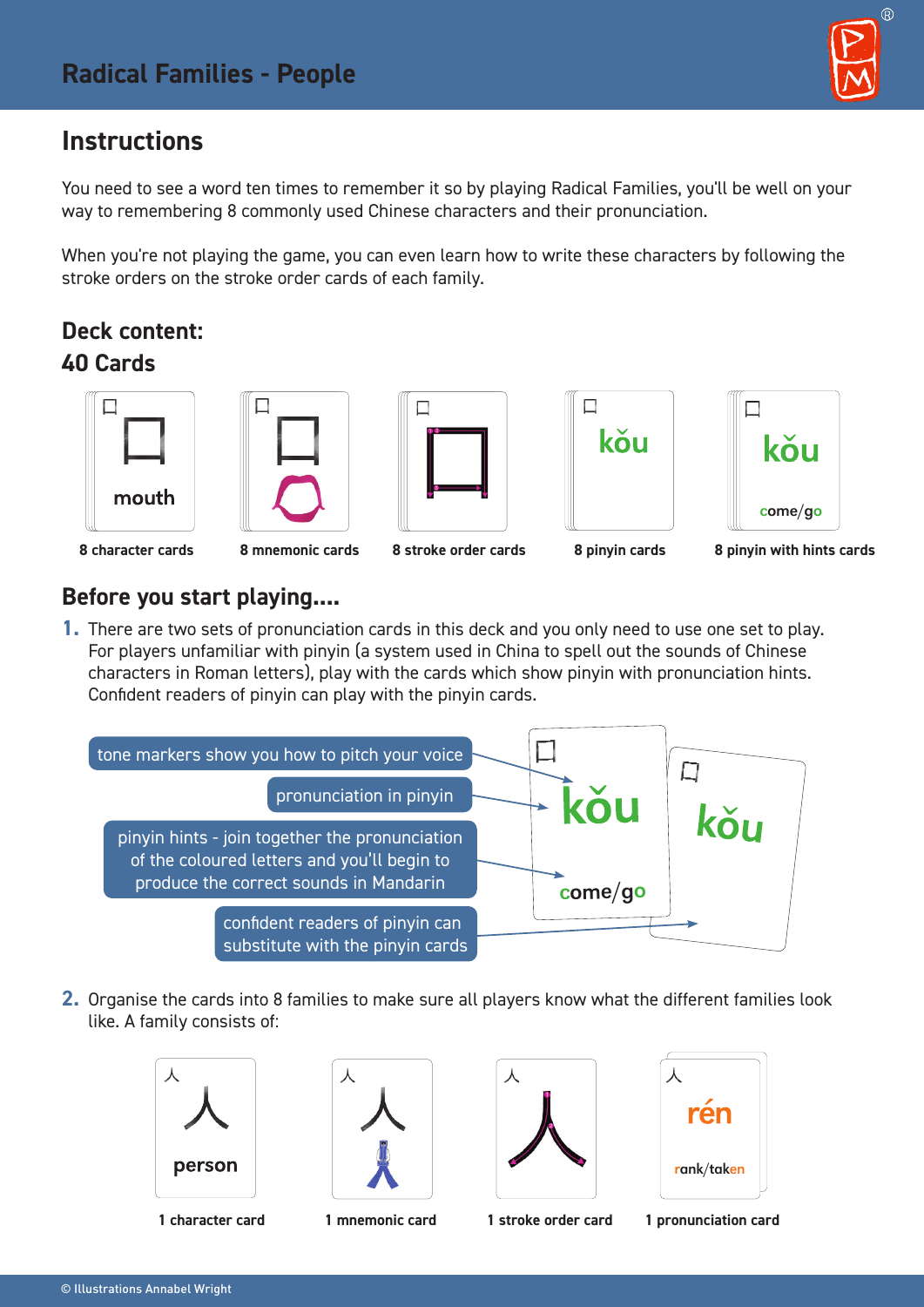# Radical Families - People

## Instructions

You need to see a word ten times to remember it so by playing Radical Families, you'll be well on your way to remembering 8 commonly used Chinese characters and their pronunciation.

When you're not playing the game, you can even learn how to write these characters by following the stroke orders on the stroke order cards of each family.

### Deck content:
### 40 Cards

口 mouth — 8 character cards

口 — 8 mnemonic cards

口 — 8 stroke order cards

kǒu — 8 pinyin cards

kǒu come/go — 8 pinyin with hints cards

### Before you start playing....

1. There are two sets of pronunciation cards in this deck and you only need to use one set to play. For players unfamiliar with pinyin (a system used in China to spell out the sounds of Chinese characters in Roman letters), play with the cards which show pinyin with pronunciation hints. Confident readers of pinyin can play with the pinyin cards.

- tone markers show you how to pitch your voice
- pronunciation in pinyin
- pinyin hints - join together the pronunciation of the coloured letters and you'll begin to produce the correct sounds in Mandarin
- confident readers of pinyin can substitute with the pinyin cards

口 kǒu come/go　　口 kǒu

2. Organise the cards into 8 families to make sure all players know what the different families look like. A family consists of:

人 person — 1 character card

人 — 1 mnemonic card

人 — 1 stroke order card

人 rén rank/taken — 1 pronunciation card

© Illustrations Annabel Wright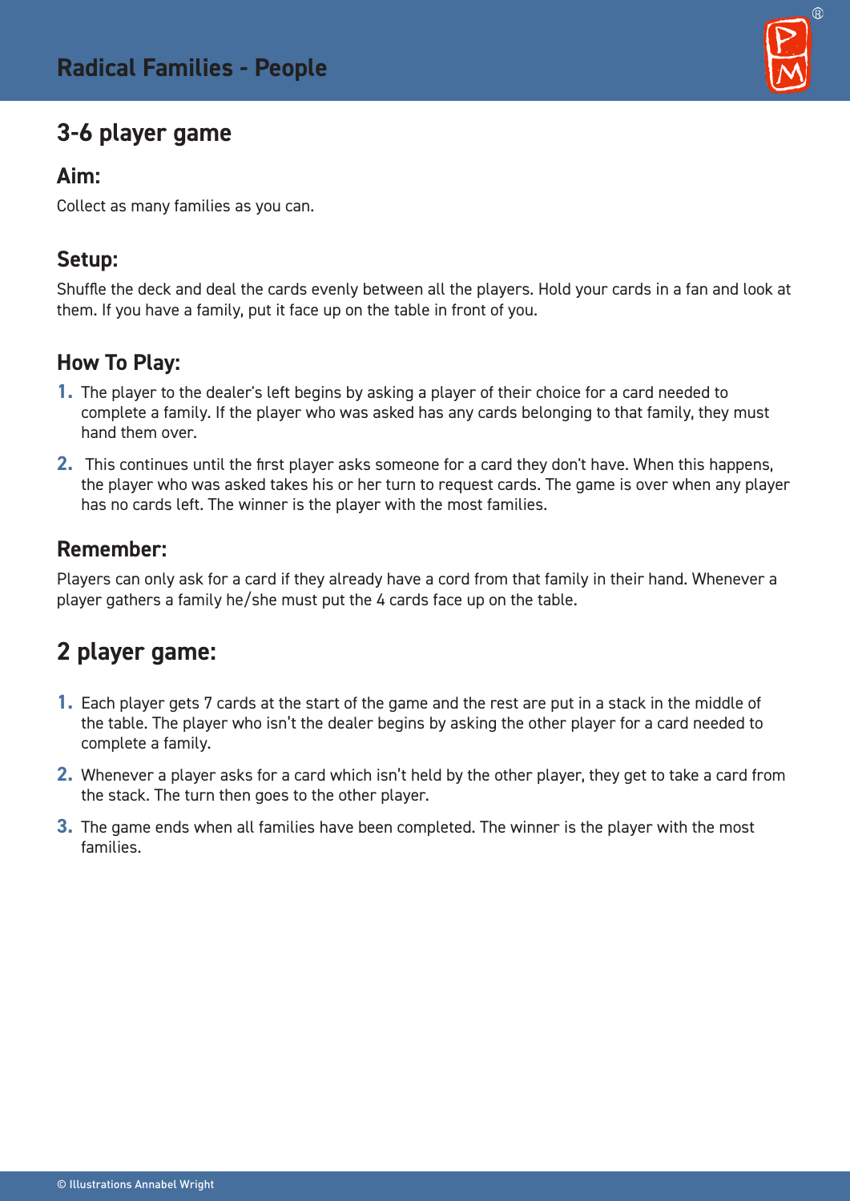# Radical Families - People

## 3-6 player game

### Aim:

Collect as many families as you can.

### Setup:

Shuffle the deck and deal the cards evenly between all the players. Hold your cards in a fan and look at them. If you have a family, put it face up on the table in front of you.

### How To Play:

1. The player to the dealer's left begins by asking a player of their choice for a card needed to complete a family. If the player who was asked has any cards belonging to that family, they must hand them over.
2. This continues until the first player asks someone for a card they don't have. When this happens, the player who was asked takes his or her turn to request cards. The game is over when any player has no cards left. The winner is the player with the most families.

### Remember:

Players can only ask for a card if they already have a cord from that family in their hand. Whenever a player gathers a family he/she must put the 4 cards face up on the table.

## 2 player game:

1. Each player gets 7 cards at the start of the game and the rest are put in a stack in the middle of the table. The player who isn't the dealer begins by asking the other player for a card needed to complete a family.
2. Whenever a player asks for a card which isn't held by the other player, they get to take a card from the stack. The turn then goes to the other player.
3. The game ends when all families have been completed. The winner is the player with the most families.

© Illustrations Annabel Wright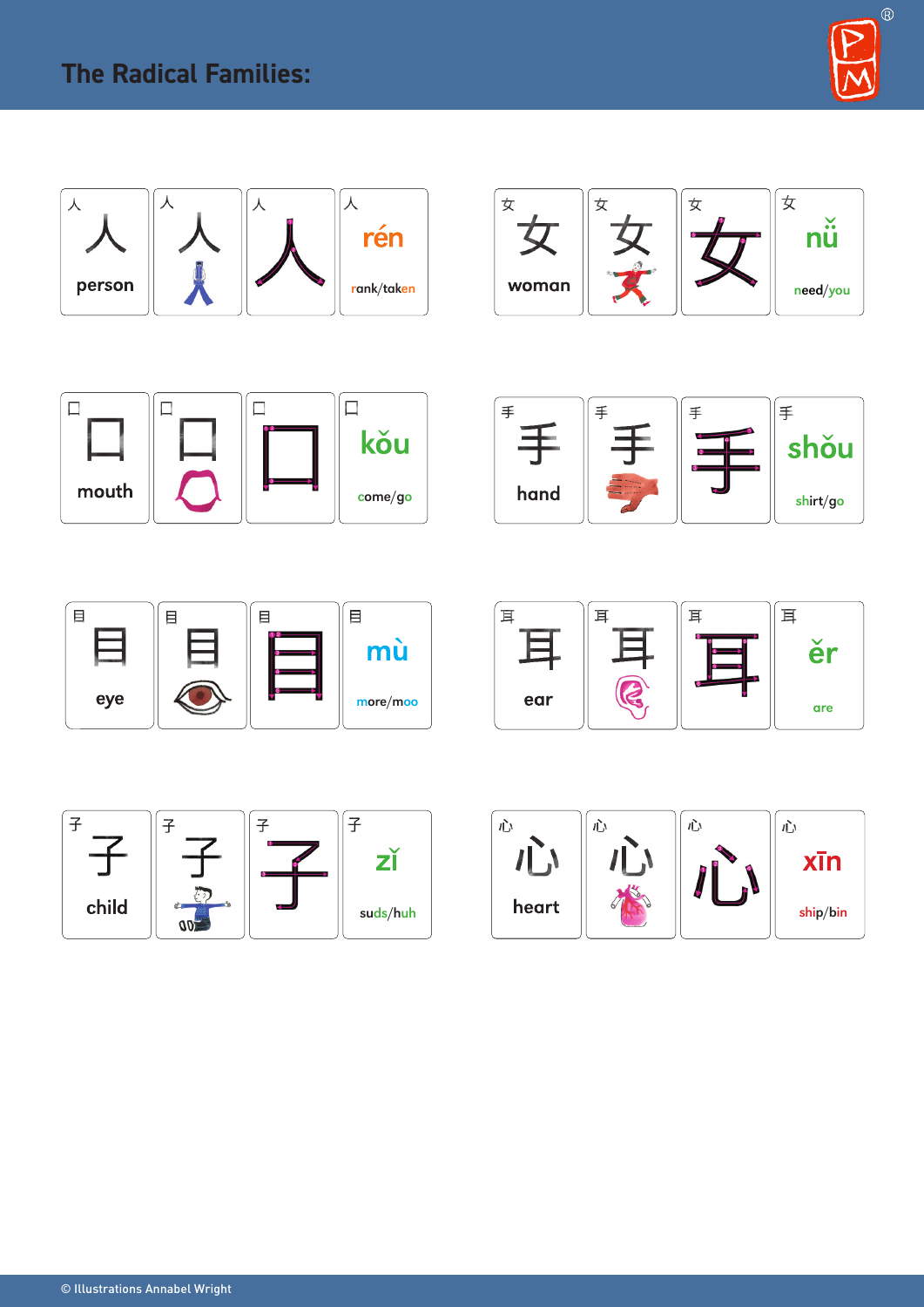# The Radical Families:

人 人 人 人
人 person
人
人
rén rank/taken

女 女 女 女
女 woman
女
女
nǚ need/you

口 口 口 口
口 mouth
口
口
kǒu come/go

手 手 手 手
手 hand
手
手
shǒu shirt/go

目 目 目 目
目 eye
目
目
mù more/moo

耳 耳 耳 耳
耳 ear
耳
耳
ěr are

子 子 子 子
子 child
子
子
zǐ suds/huh

心 心 心 心
心 heart
心
心
xīn ship/bin

© Illustrations Annabel Wright